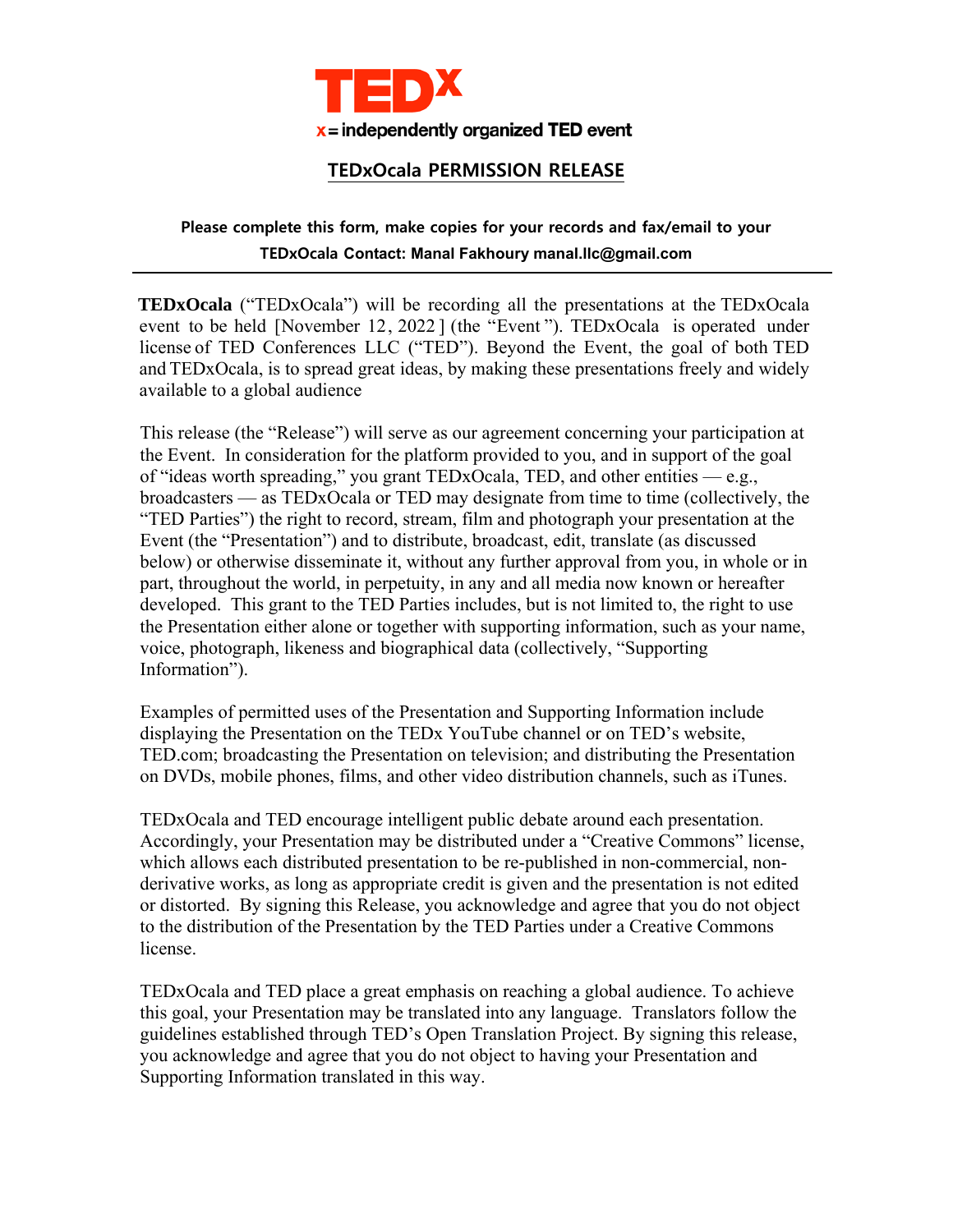TEDx

x = independently organized TED event

# TEDxOcala PERMISSION RELEASE

**Please complete this form, make copies for your records and fax/email to your TEDxOcala Contact: Manal Fakhoury manal.llc@gmail.com**

---

**TEDxOcala** ("TEDxOcala") will be recording all the presentations at the TEDxOcala event to be held [November 12, 2022] (the "Event"). TEDxOcala is operated under license of TED Conferences LLC ("TED"). Beyond the Event, the goal of both TED and TEDxOcala, is to spread great ideas, by making these presentations freely and widely available to a global audience

This release (the "Release") will serve as our agreement concerning your participation at the Event. In consideration for the platform provided to you, and in support of the goal of "ideas worth spreading," you grant TEDxOcala, TED, and other entities — e.g., broadcasters — as TEDxOcala or TED may designate from time to time (collectively, the "TED Parties") the right to record, stream, film and photograph your presentation at the Event (the "Presentation") and to distribute, broadcast, edit, translate (as discussed below) or otherwise disseminate it, without any further approval from you, in whole or in part, throughout the world, in perpetuity, in any and all media now known or hereafter developed. This grant to the TED Parties includes, but is not limited to, the right to use the Presentation either alone or together with supporting information, such as your name, voice, photograph, likeness and biographical data (collectively, "Supporting Information").

Examples of permitted uses of the Presentation and Supporting Information include displaying the Presentation on the TEDx YouTube channel or on TED's website, TED.com; broadcasting the Presentation on television; and distributing the Presentation on DVDs, mobile phones, films, and other video distribution channels, such as iTunes.

TEDxOcala and TED encourage intelligent public debate around each presentation. Accordingly, your Presentation may be distributed under a "Creative Commons" license, which allows each distributed presentation to be re-published in non-commercial, non-derivative works, as long as appropriate credit is given and the presentation is not edited or distorted. By signing this Release, you acknowledge and agree that you do not object to the distribution of the Presentation by the TED Parties under a Creative Commons license.

TEDxOcala and TED place a great emphasis on reaching a global audience. To achieve this goal, your Presentation may be translated into any language. Translators follow the guidelines established through TED's Open Translation Project. By signing this release, you acknowledge and agree that you do not object to having your Presentation and Supporting Information translated in this way.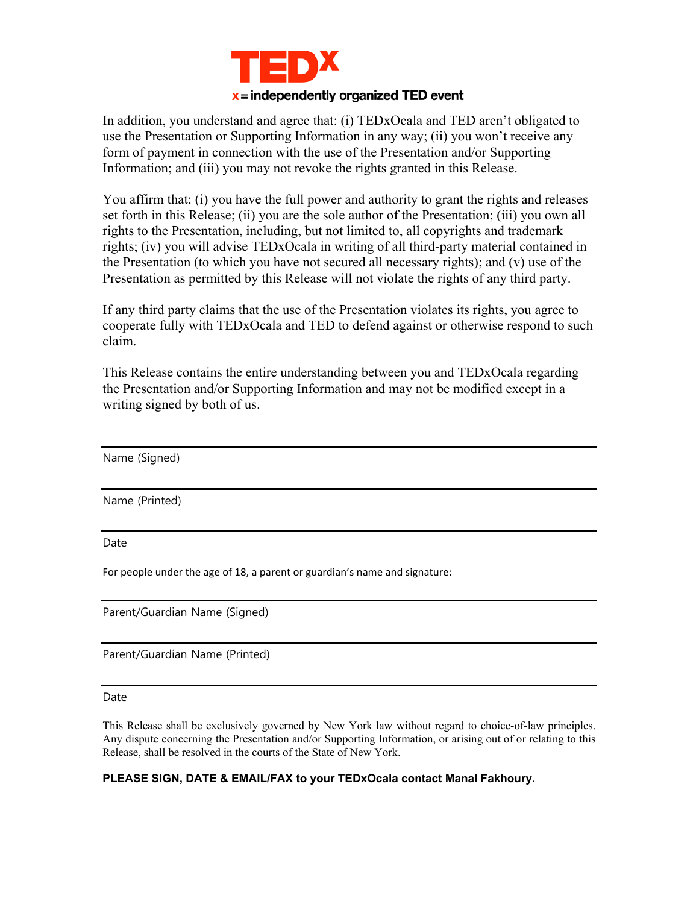**TEDx**

x = independently organized TED event

In addition, you understand and agree that: (i) TEDxOcala and TED aren't obligated to use the Presentation or Supporting Information in any way; (ii) you won't receive any form of payment in connection with the use of the Presentation and/or Supporting Information; and (iii) you may not revoke the rights granted in this Release.

You affirm that: (i) you have the full power and authority to grant the rights and releases set forth in this Release; (ii) you are the sole author of the Presentation; (iii) you own all rights to the Presentation, including, but not limited to, all copyrights and trademark rights; (iv) you will advise TEDxOcala in writing of all third-party material contained in the Presentation (to which you have not secured all necessary rights); and (v) use of the Presentation as permitted by this Release will not violate the rights of any third party.

If any third party claims that the use of the Presentation violates its rights, you agree to cooperate fully with TEDxOcala and TED to defend against or otherwise respond to such claim.

This Release contains the entire understanding between you and TEDxOcala regarding the Presentation and/or Supporting Information and may not be modified except in a writing signed by both of us.

---

Name (Signed)

---

Name (Printed)

---

Date

For people under the age of 18, a parent or guardian's name and signature:

---

Parent/Guardian Name (Signed)

---

Parent/Guardian Name (Printed)

---

Date

This Release shall be exclusively governed by New York law without regard to choice-of-law principles. Any dispute concerning the Presentation and/or Supporting Information, or arising out of or relating to this Release, shall be resolved in the courts of the State of New York.

**PLEASE SIGN, DATE & EMAIL/FAX to your TEDxOcala contact Manal Fakhoury.**